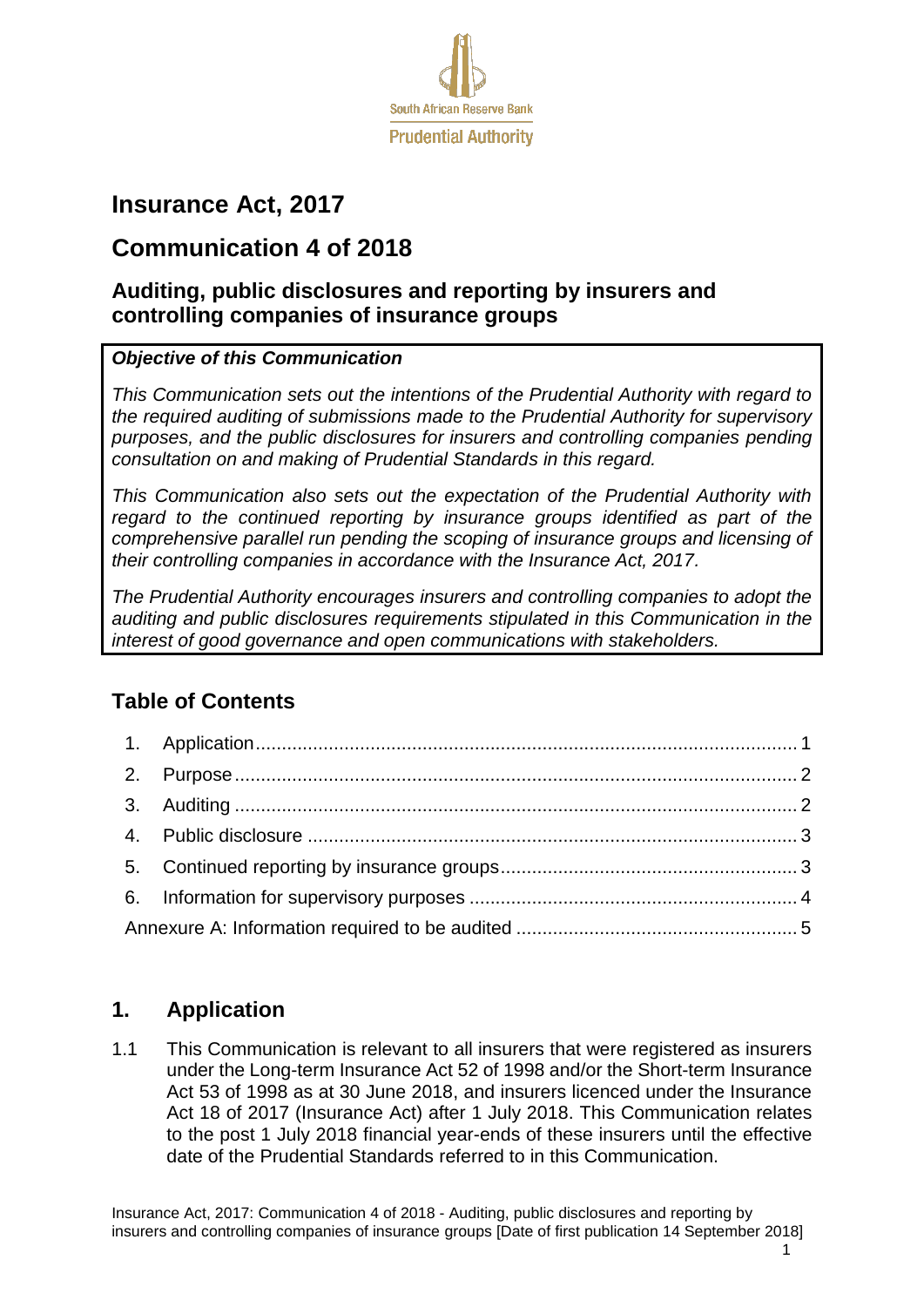South African Reserve Bank
Prudential Authority

# Insurance Act, 2017

# Communication 4 of 2018

## Auditing, public disclosures and reporting by insurers and controlling companies of insurance groups

***Objective of this Communication***

*This Communication sets out the intentions of the Prudential Authority with regard to the required auditing of submissions made to the Prudential Authority for supervisory purposes, and the public disclosures for insurers and controlling companies pending consultation on and making of Prudential Standards in this regard.*

*This Communication also sets out the expectation of the Prudential Authority with regard to the continued reporting by insurance groups identified as part of the comprehensive parallel run pending the scoping of insurance groups and licensing of their controlling companies in accordance with the Insurance Act, 2017.*

*The Prudential Authority encourages insurers and controlling companies to adopt the auditing and public disclosures requirements stipulated in this Communication in the interest of good governance and open communications with stakeholders.*

## Table of Contents

1. Application ... 1
2. Purpose ... 2
3. Auditing ... 2
4. Public disclosure ... 3
5. Continued reporting by insurance groups ... 3
6. Information for supervisory purposes ... 4

Annexure A: Information required to be audited ... 5

## 1. Application

1.1 This Communication is relevant to all insurers that were registered as insurers under the Long-term Insurance Act 52 of 1998 and/or the Short-term Insurance Act 53 of 1998 as at 30 June 2018, and insurers licenced under the Insurance Act 18 of 2017 (Insurance Act) after 1 July 2018. This Communication relates to the post 1 July 2018 financial year-ends of these insurers until the effective date of the Prudential Standards referred to in this Communication.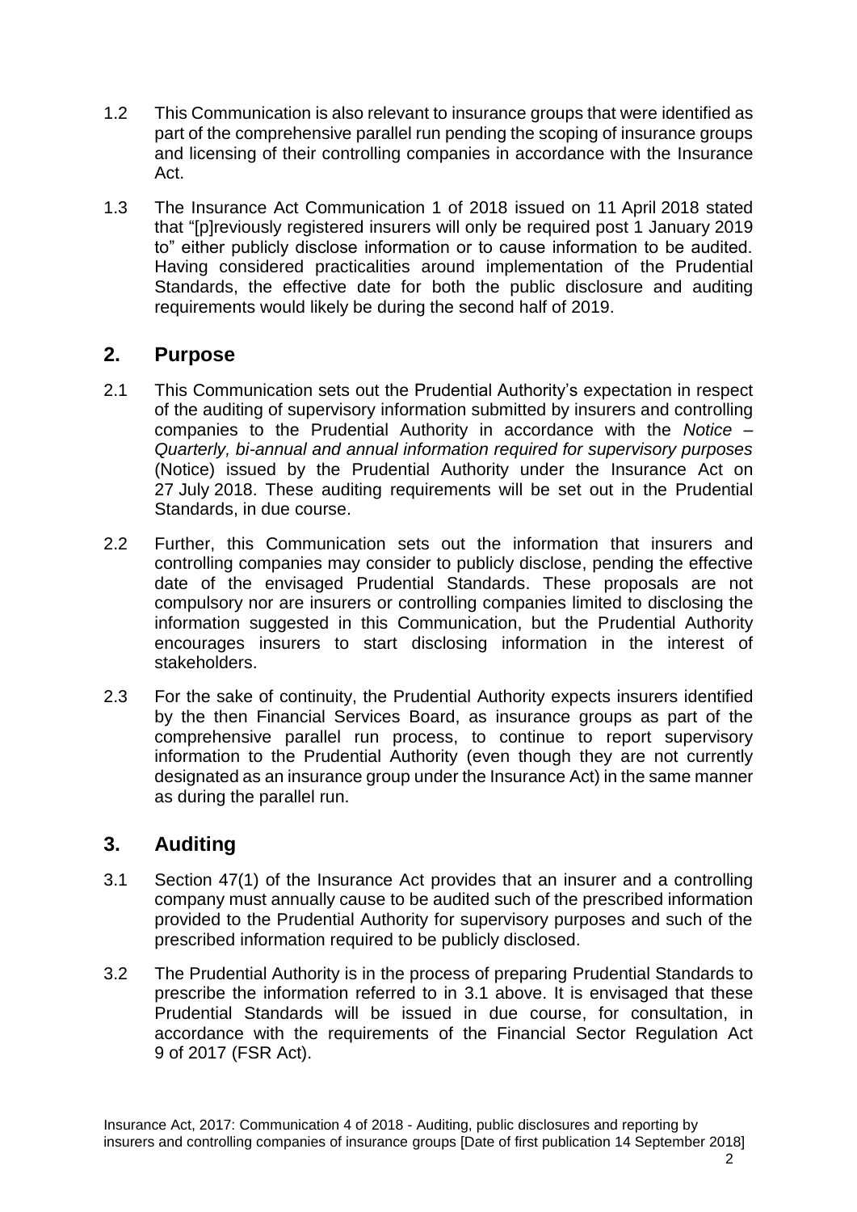1.2 This Communication is also relevant to insurance groups that were identified as part of the comprehensive parallel run pending the scoping of insurance groups and licensing of their controlling companies in accordance with the Insurance Act.

1.3 The Insurance Act Communication 1 of 2018 issued on 11 April 2018 stated that "[p]reviously registered insurers will only be required post 1 January 2019 to" either publicly disclose information or to cause information to be audited. Having considered practicalities around implementation of the Prudential Standards, the effective date for both the public disclosure and auditing requirements would likely be during the second half of 2019.

## 2. Purpose

2.1 This Communication sets out the Prudential Authority's expectation in respect of the auditing of supervisory information submitted by insurers and controlling companies to the Prudential Authority in accordance with the *Notice – Quarterly, bi-annual and annual information required for supervisory purposes* (Notice) issued by the Prudential Authority under the Insurance Act on 27 July 2018. These auditing requirements will be set out in the Prudential Standards, in due course.

2.2 Further, this Communication sets out the information that insurers and controlling companies may consider to publicly disclose, pending the effective date of the envisaged Prudential Standards. These proposals are not compulsory nor are insurers or controlling companies limited to disclosing the information suggested in this Communication, but the Prudential Authority encourages insurers to start disclosing information in the interest of stakeholders.

2.3 For the sake of continuity, the Prudential Authority expects insurers identified by the then Financial Services Board, as insurance groups as part of the comprehensive parallel run process, to continue to report supervisory information to the Prudential Authority (even though they are not currently designated as an insurance group under the Insurance Act) in the same manner as during the parallel run.

## 3. Auditing

3.1 Section 47(1) of the Insurance Act provides that an insurer and a controlling company must annually cause to be audited such of the prescribed information provided to the Prudential Authority for supervisory purposes and such of the prescribed information required to be publicly disclosed.

3.2 The Prudential Authority is in the process of preparing Prudential Standards to prescribe the information referred to in 3.1 above. It is envisaged that these Prudential Standards will be issued in due course, for consultation, in accordance with the requirements of the Financial Sector Regulation Act 9 of 2017 (FSR Act).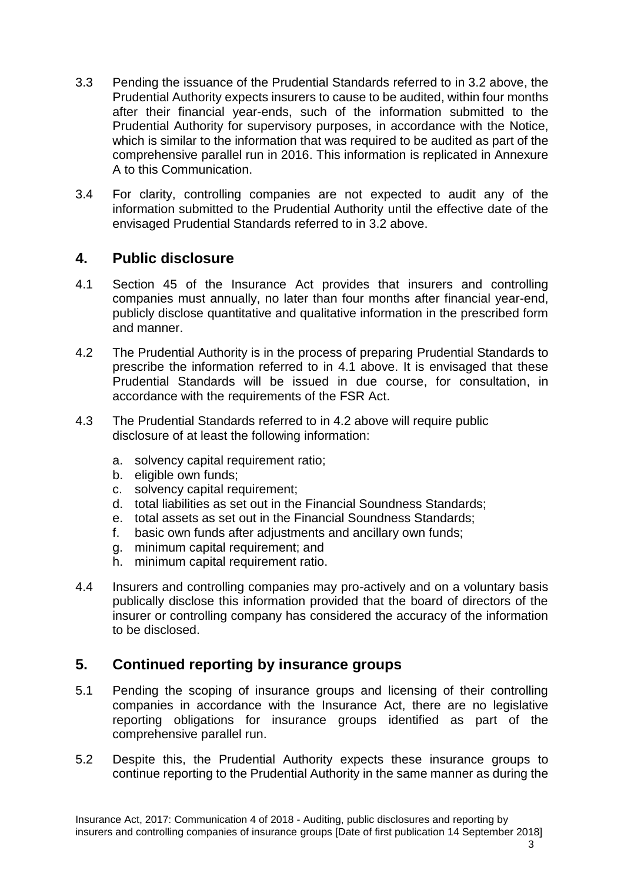3.3 Pending the issuance of the Prudential Standards referred to in 3.2 above, the Prudential Authority expects insurers to cause to be audited, within four months after their financial year-ends, such of the information submitted to the Prudential Authority for supervisory purposes, in accordance with the Notice, which is similar to the information that was required to be audited as part of the comprehensive parallel run in 2016. This information is replicated in Annexure A to this Communication.

3.4 For clarity, controlling companies are not expected to audit any of the information submitted to the Prudential Authority until the effective date of the envisaged Prudential Standards referred to in 3.2 above.

## 4. Public disclosure

4.1 Section 45 of the Insurance Act provides that insurers and controlling companies must annually, no later than four months after financial year-end, publicly disclose quantitative and qualitative information in the prescribed form and manner.

4.2 The Prudential Authority is in the process of preparing Prudential Standards to prescribe the information referred to in 4.1 above. It is envisaged that these Prudential Standards will be issued in due course, for consultation, in accordance with the requirements of the FSR Act.

4.3 The Prudential Standards referred to in 4.2 above will require public disclosure of at least the following information:

a. solvency capital requirement ratio;
b. eligible own funds;
c. solvency capital requirement;
d. total liabilities as set out in the Financial Soundness Standards;
e. total assets as set out in the Financial Soundness Standards;
f. basic own funds after adjustments and ancillary own funds;
g. minimum capital requirement; and
h. minimum capital requirement ratio.

4.4 Insurers and controlling companies may pro-actively and on a voluntary basis publically disclose this information provided that the board of directors of the insurer or controlling company has considered the accuracy of the information to be disclosed.

## 5. Continued reporting by insurance groups

5.1 Pending the scoping of insurance groups and licensing of their controlling companies in accordance with the Insurance Act, there are no legislative reporting obligations for insurance groups identified as part of the comprehensive parallel run.

5.2 Despite this, the Prudential Authority expects these insurance groups to continue reporting to the Prudential Authority in the same manner as during the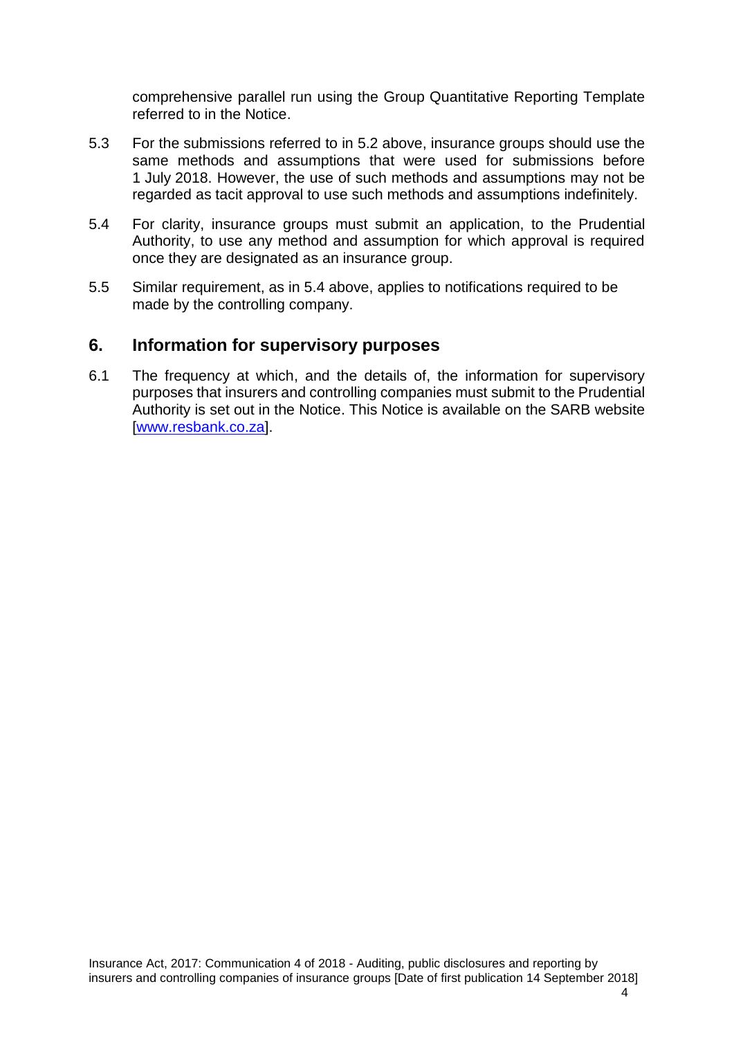comprehensive parallel run using the Group Quantitative Reporting Template referred to in the Notice.

5.3 For the submissions referred to in 5.2 above, insurance groups should use the same methods and assumptions that were used for submissions before 1 July 2018. However, the use of such methods and assumptions may not be regarded as tacit approval to use such methods and assumptions indefinitely.

5.4 For clarity, insurance groups must submit an application, to the Prudential Authority, to use any method and assumption for which approval is required once they are designated as an insurance group.

5.5 Similar requirement, as in 5.4 above, applies to notifications required to be made by the controlling company.

## 6. Information for supervisory purposes

6.1 The frequency at which, and the details of, the information for supervisory purposes that insurers and controlling companies must submit to the Prudential Authority is set out in the Notice. This Notice is available on the SARB website [www.resbank.co.za].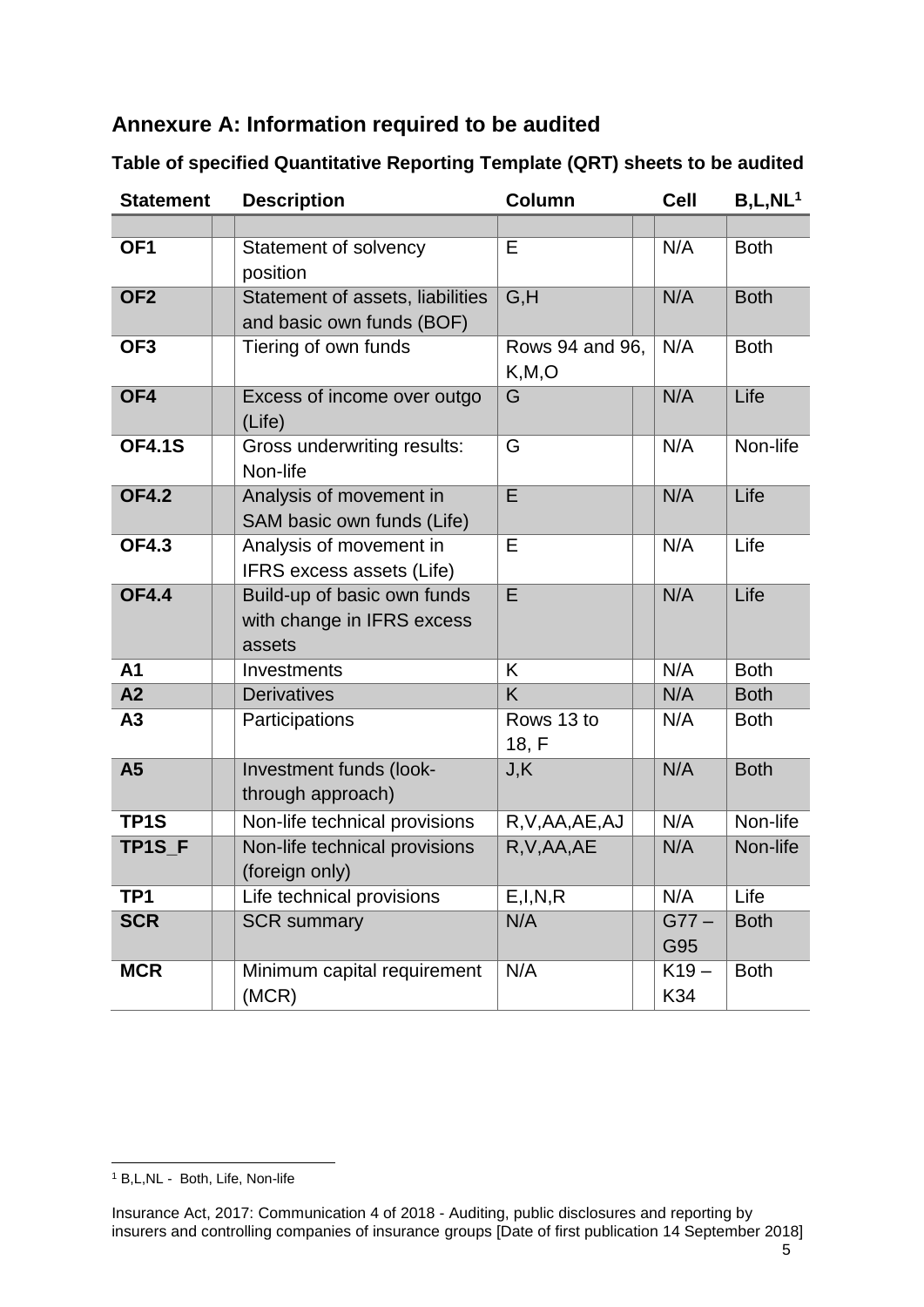## Annexure A: Information required to be audited

### Table of specified Quantitative Reporting Template (QRT) sheets to be audited

| Statement | Description | Column | Cell | B,L,NL[1] |
|---|---|---|---|---|
| **OF1** | Statement of solvency position | E | N/A | Both |
| **OF2** | Statement of assets, liabilities and basic own funds (BOF) | G,H | N/A | Both |
| **OF3** | Tiering of own funds | Rows 94 and 96, K,M,O | N/A | Both |
| **OF4** | Excess of income over outgo (Life) | G | N/A | Life |
| **OF4.1S** | Gross underwriting results: Non-life | G | N/A | Non-life |
| **OF4.2** | Analysis of movement in SAM basic own funds (Life) | E | N/A | Life |
| **OF4.3** | Analysis of movement in IFRS excess assets (Life) | E | N/A | Life |
| **OF4.4** | Build-up of basic own funds with change in IFRS excess assets | E | N/A | Life |
| **A1** | Investments | K | N/A | Both |
| **A2** | Derivatives | K | N/A | Both |
| **A3** | Participations | Rows 13 to 18, F | N/A | Both |
| **A5** | Investment funds (look-through approach) | J,K | N/A | Both |
| **TP1S** | Non-life technical provisions | R,V,AA,AE,AJ | N/A | Non-life |
| **TP1S_F** | Non-life technical provisions (foreign only) | R,V,AA,AE | N/A | Non-life |
| **TP1** | Life technical provisions | E,I,N,R | N/A | Life |
| **SCR** | SCR summary | N/A | G77 – G95 | Both |
| **MCR** | Minimum capital requirement (MCR) | N/A | K19 – K34 | Both |

[1] B,L,NL - Both, Life, Non-life

Insurance Act, 2017: Communication 4 of 2018 - Auditing, public disclosures and reporting by insurers and controlling companies of insurance groups [Date of first publication 14 September 2018]